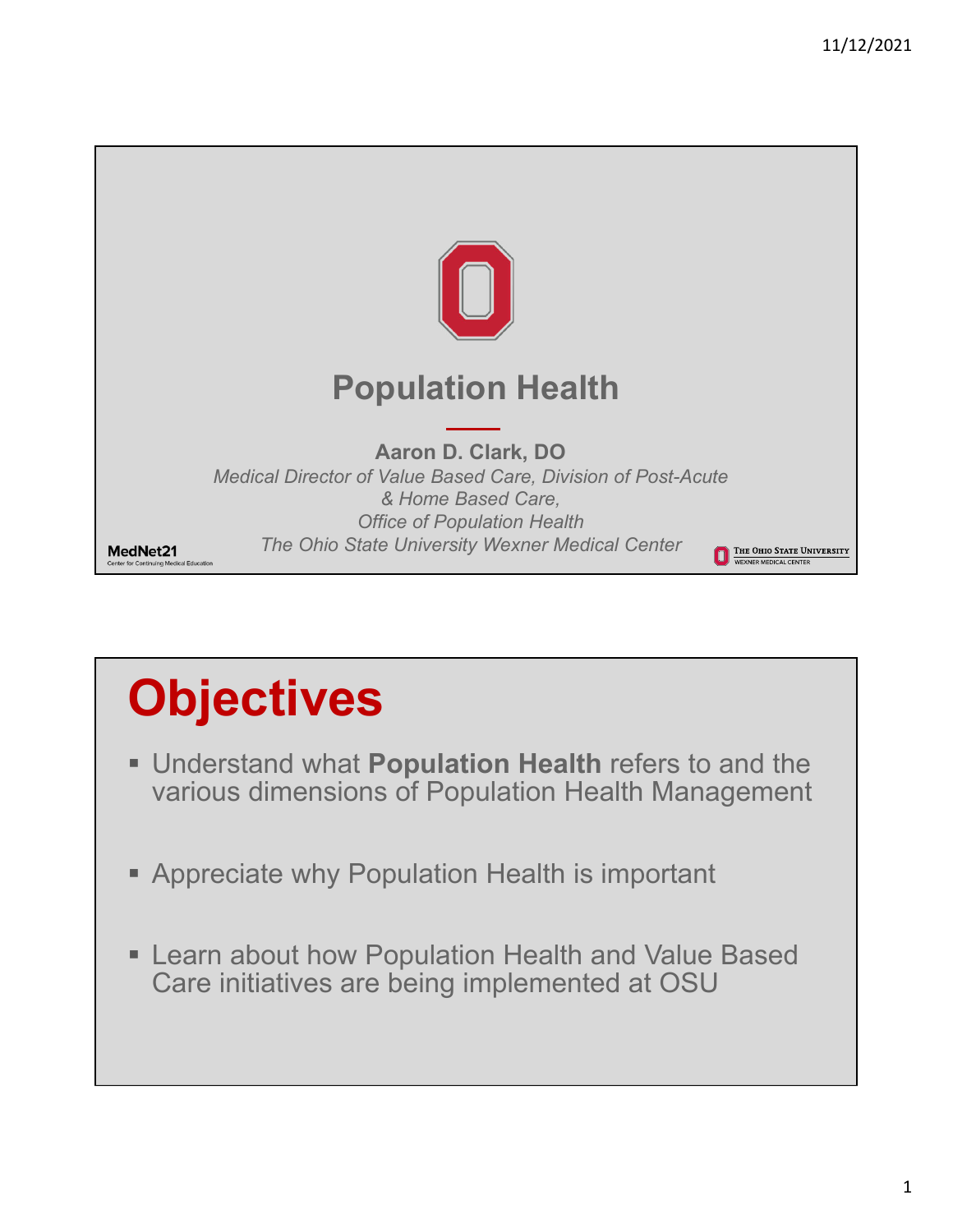# Population Health

**Aaron D. Clark, DO**

*Medical Director of Value Based Care, Division of Post-Acute & Home Based Care,*
*Office of Population Health*
*The Ohio State University Wexner Medical Center*

MedNet21
Center for Continuing Medical Education

The Ohio State University
Wexner Medical Center

# Objectives

- Understand what **Population Health** refers to and the various dimensions of Population Health Management
- Appreciate why Population Health is important
- Learn about how Population Health and Value Based Care initiatives are being implemented at OSU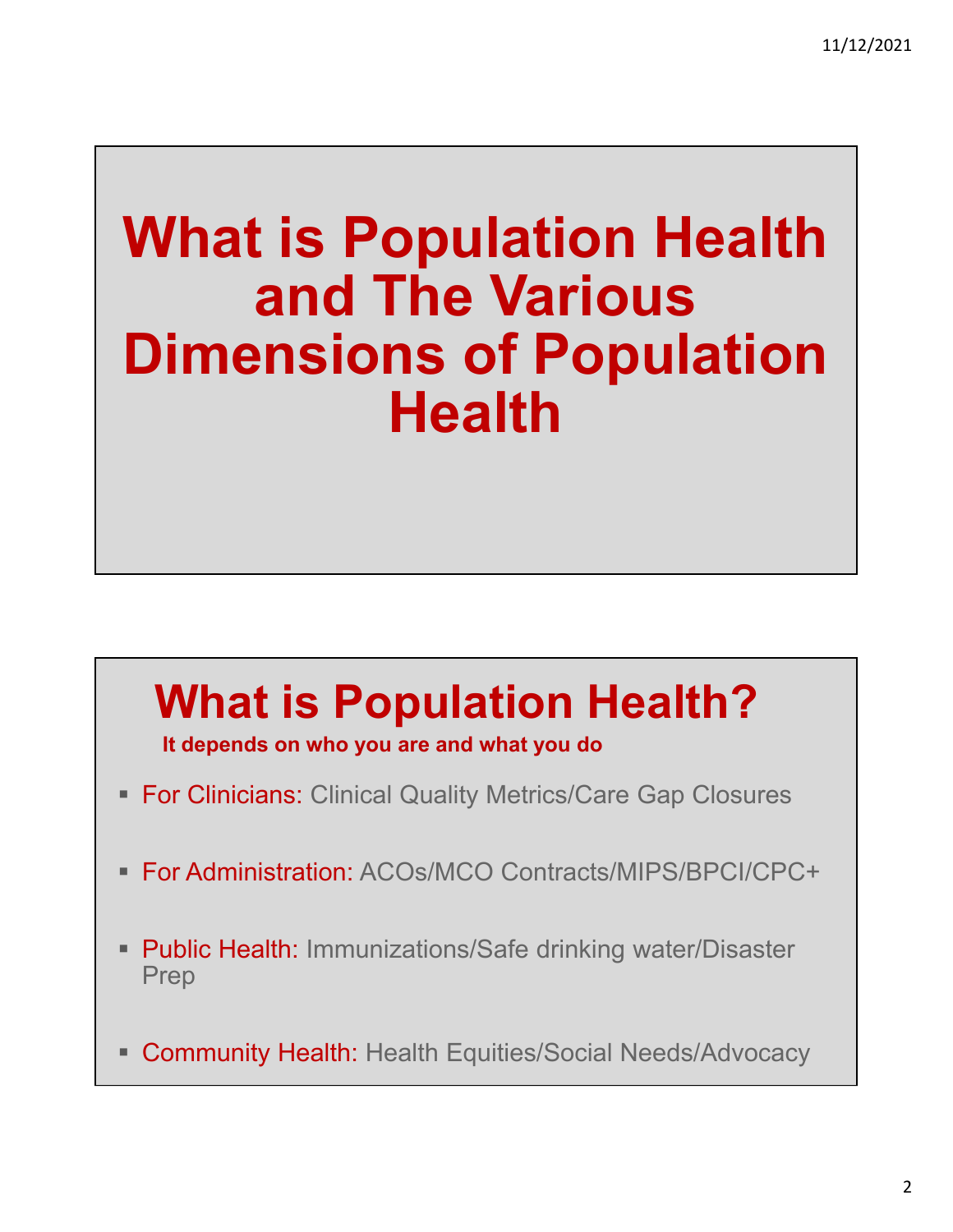# What is Population Health and The Various Dimensions of Population Health

## What is Population Health?

**It depends on who you are and what you do**

- For Clinicians: Clinical Quality Metrics/Care Gap Closures
- For Administration: ACOs/MCO Contracts/MIPS/BPCI/CPC+
- Public Health: Immunizations/Safe drinking water/Disaster Prep
- Community Health: Health Equities/Social Needs/Advocacy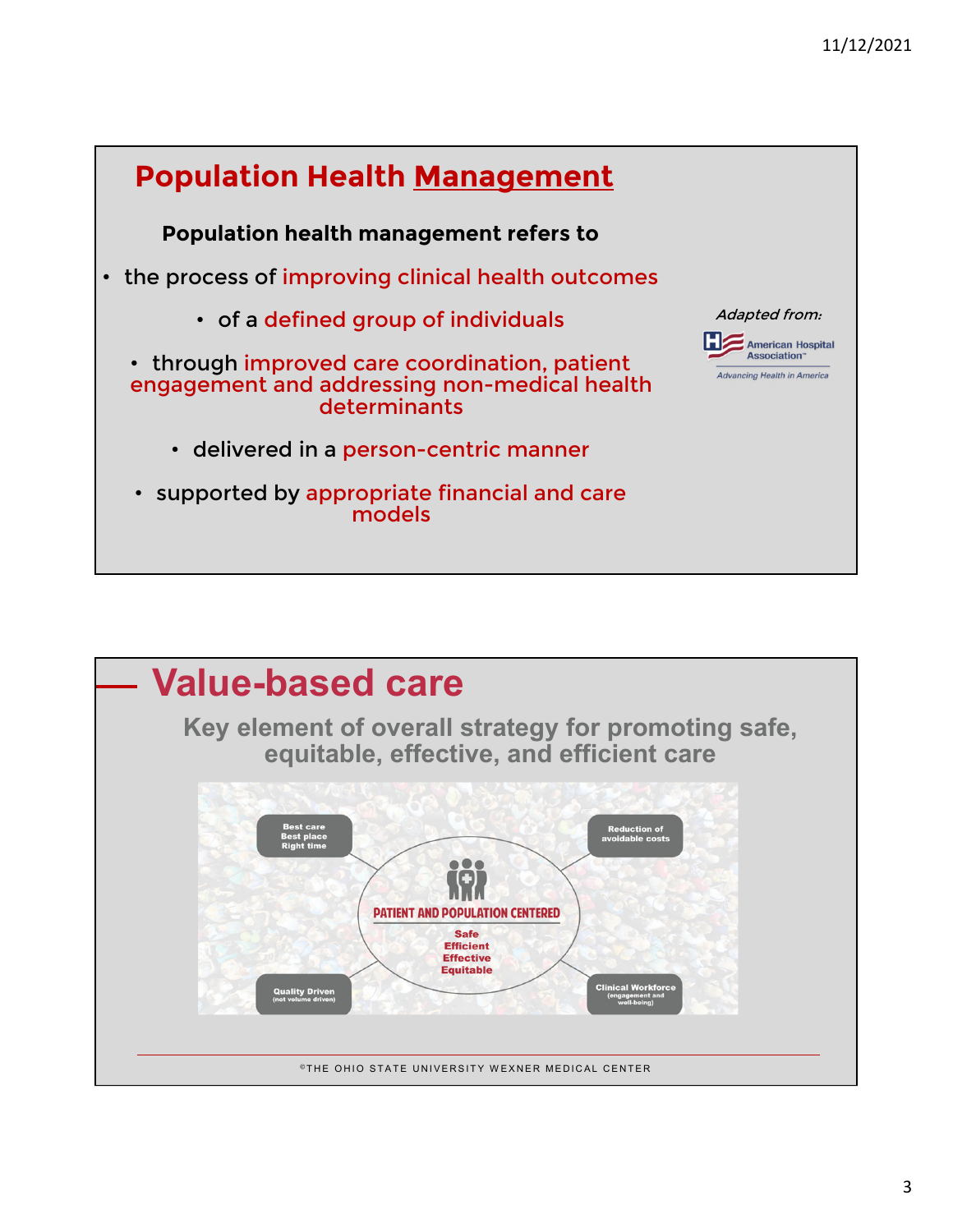## Population Health Management

**Population health management refers to**

- the process of improving clinical health outcomes
  - of a defined group of individuals
- through improved care coordination, patient engagement and addressing non-medical health determinants
  - delivered in a person-centric manner
- supported by appropriate financial and care models

*Adapted from:*

American Hospital Association

*Advancing Health in America*

## Value-based care

**Key element of overall strategy for promoting safe, equitable, effective, and efficient care**

Best care
Best place
Right time

Reduction of avoidable costs

PATIENT AND POPULATION CENTERED

Safe
Efficient
Effective
Equitable

Quality Driven
(not volume driven)

Clinical Workforce
(engagement and well-being)

©THE OHIO STATE UNIVERSITY WEXNER MEDICAL CENTER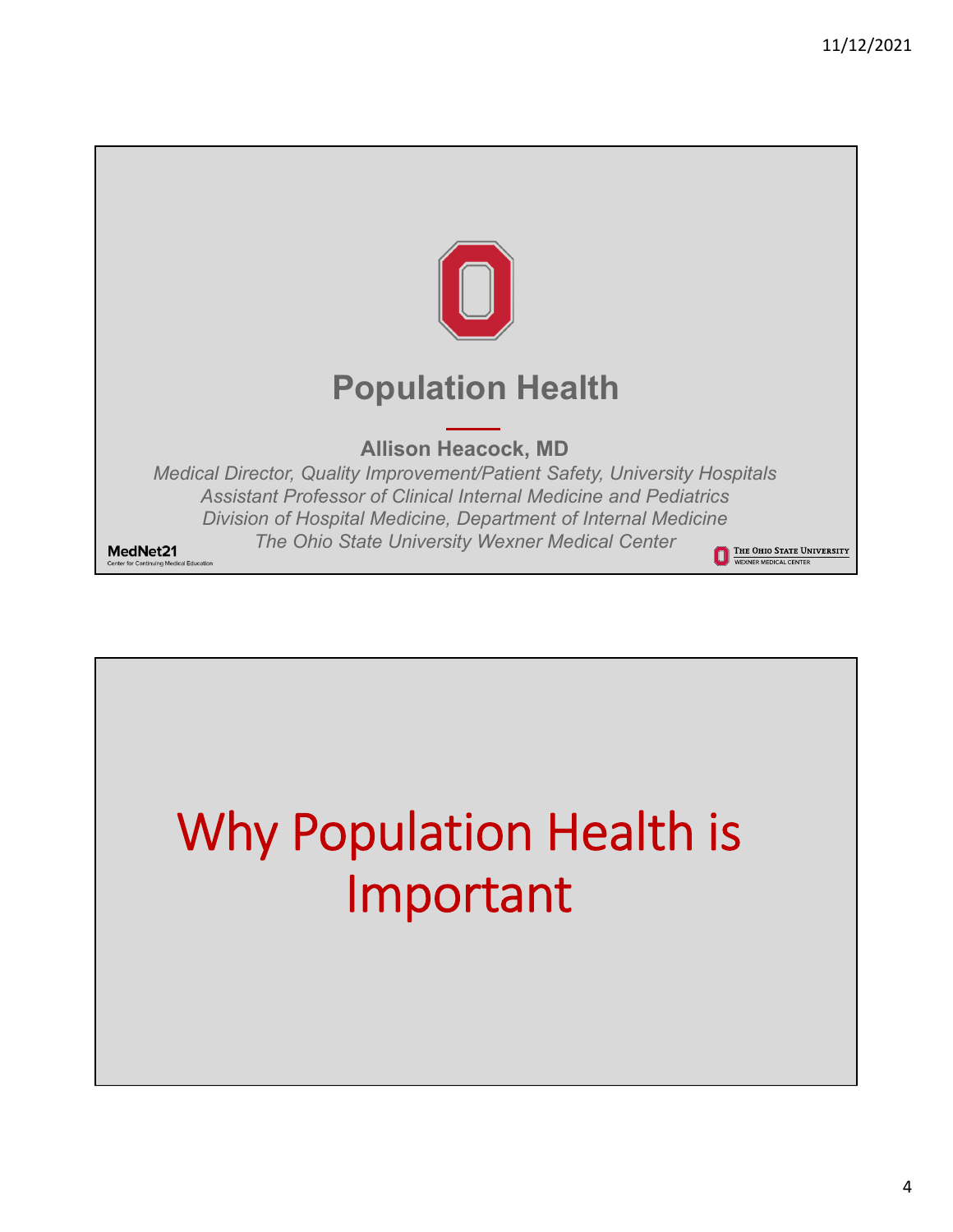# Population Health

**Allison Heacock, MD**

*Medical Director, Quality Improvement/Patient Safety, University Hospitals*
*Assistant Professor of Clinical Internal Medicine and Pediatrics*
*Division of Hospital Medicine, Department of Internal Medicine*
*The Ohio State University Wexner Medical Center*

MedNet21
Center for Continuing Medical Education

The Ohio State University
Wexner Medical Center

# Why Population Health is Important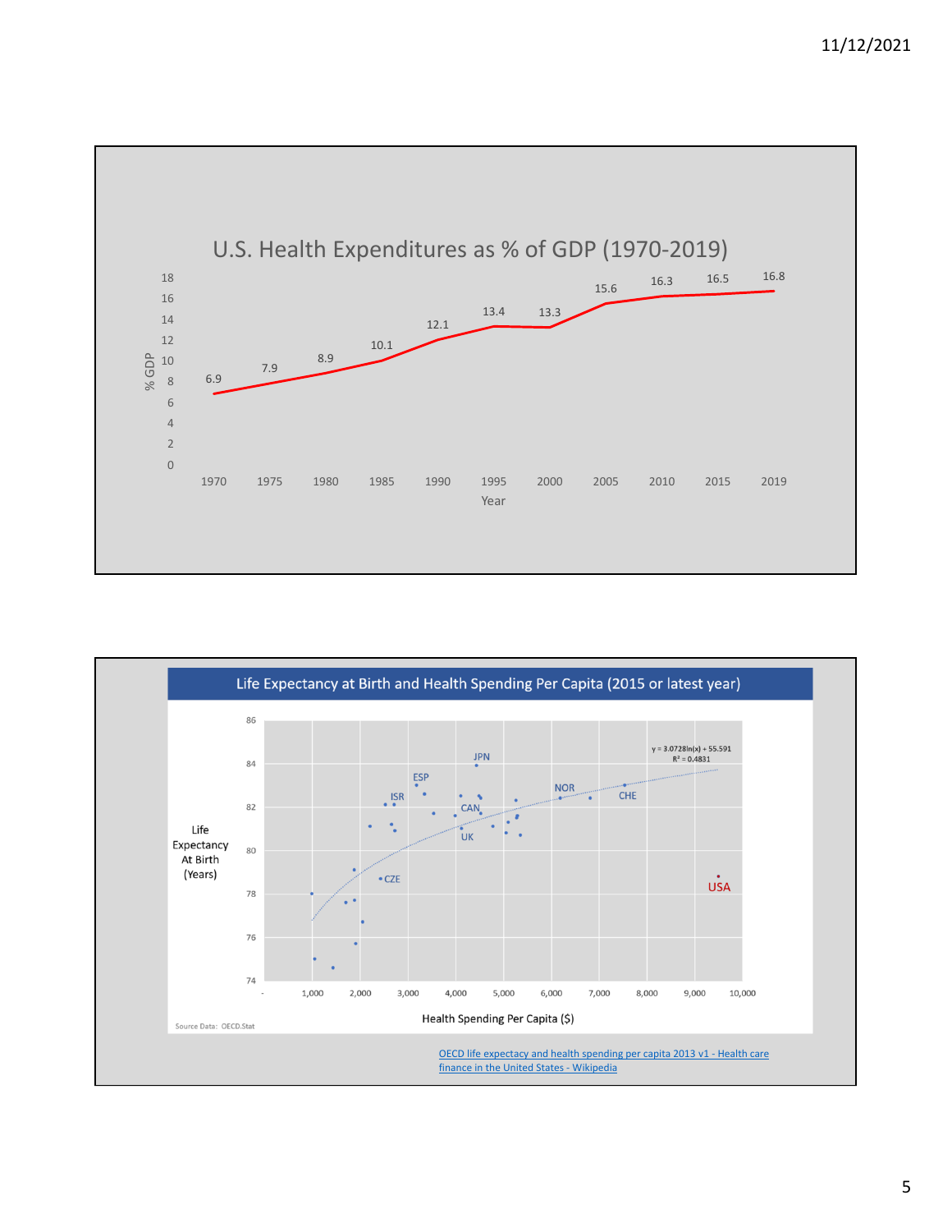## U.S. Health Expenditures as % of GDP (1970-2019)

| Year | % GDP |
|---|---|
| 1970 | 6.9 |
| 1975 | 7.9 |
| 1980 | 8.9 |
| 1985 | 10.1 |
| 1990 | 12.1 |
| 1995 | 13.4 |
| 2000 | 13.3 |
| 2005 | 15.6 |
| 2010 | 16.3 |
| 2015 | 16.5 |
| 2019 | 16.8 |

## Life Expectancy at Birth and Health Spending Per Capita (2015 or latest year)

Life Expectancy At Birth (Years) vs. Health Spending Per Capita ($)

$y = 3.0728\ln(x) + 55.591$

$R^2 = 0.4831$

Labeled points: JPN, ESP, ISR, CAN, UK, NOR, CHE, CZE, USA

Source Data: OECD.Stat

OECD life expectancy and health spending per capita 2013 v1 - Health care finance in the United States - Wikipedia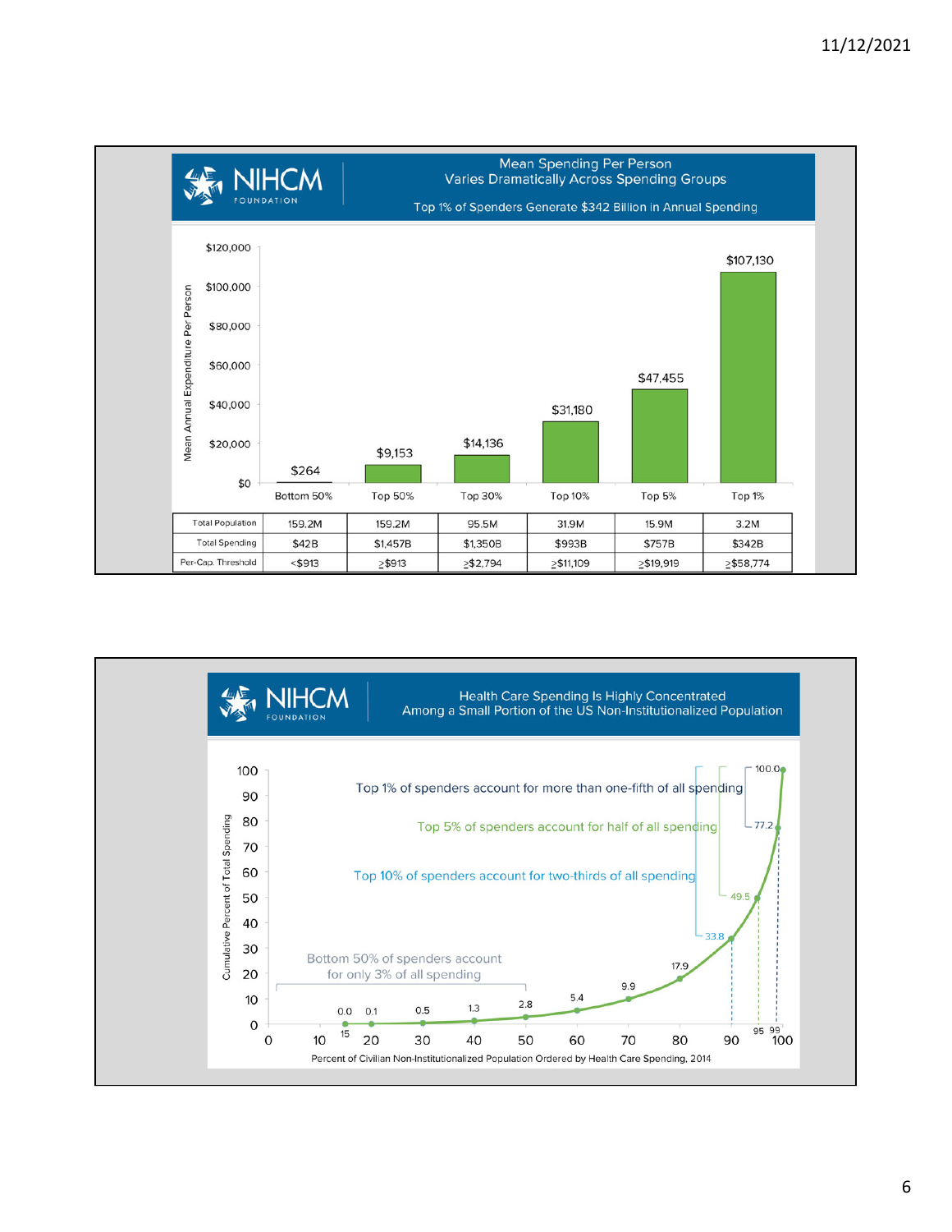## Mean Spending Per Person Varies Dramatically Across Spending Groups

Top 1% of Spenders Generate $342 Billion in Annual Spending

Mean Annual Expenditure Per Person:

- Bottom 50%: $264
- Top 50%: $9,153
- Top 30%: $14,136
- Top 10%: $31,180
- Top 5%: $47,455
- Top 1%: $107,130

| | Bottom 50% | Top 50% | Top 30% | Top 10% | Top 5% | Top 1% |
|---|---|---|---|---|---|---|
| Total Population | 159.2M | 159.2M | 95.5M | 31.9M | 15.9M | 3.2M |
| Total Spending | $42B | $1,457B | $1,350B | $993B | $757B | $342B |
| Per-Cap. Threshold | <$913 | ≥$913 | ≥$2,794 | ≥$11,109 | ≥$19,919 | ≥$58,774 |

## Health Care Spending Is Highly Concentrated Among a Small Portion of the US Non-Institutionalized Population

- Top 1% of spenders account for more than one-fifth of all spending
- Top 5% of spenders account for half of all spending
- Top 10% of spenders account for two-thirds of all spending
- Bottom 50% of spenders account for only 3% of all spending

Cumulative Percent of Total Spending by Percent of Civilian Non-Institutionalized Population Ordered by Health Care Spending, 2014:

| Percent of Population | 15 | 20 | 30 | 40 | 50 | 60 | 70 | 80 | 90 | 95 | 99 | 100 |
|---|---|---|---|---|---|---|---|---|---|---|---|---|
| Cumulative Percent of Total Spending | 0.0 | 0.1 | 0.5 | 1.3 | 2.8 | 5.4 | 9.9 | 17.9 | 33.8 | 49.5 | 77.2 | 100.0 |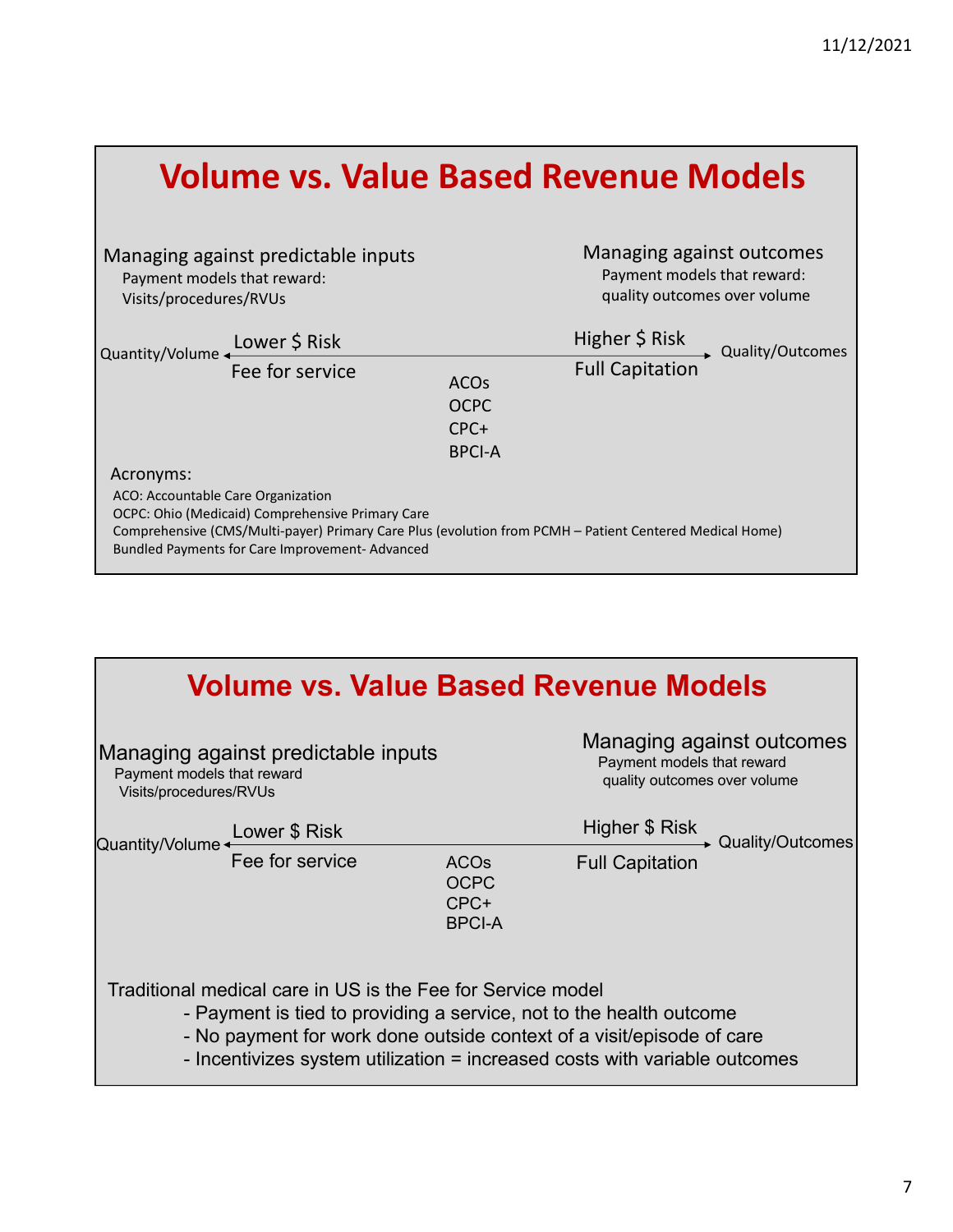# Volume vs. Value Based Revenue Models

**Managing against predictable inputs**
Payment models that reward:
Visits/procedures/RVUs

**Managing against outcomes**
Payment models that reward:
quality outcomes over volume

Quantity/Volume ← Lower $ Risk — Higher $ Risk → Quality/Outcomes

Fee for service — ACOs, OCPC, CPC+, BPCI-A — Full Capitation

Acronyms:

- ACO: Accountable Care Organization
- OCPC: Ohio (Medicaid) Comprehensive Primary Care
- Comprehensive (CMS/Multi-payer) Primary Care Plus (evolution from PCMH – Patient Centered Medical Home)
- Bundled Payments for Care Improvement- Advanced

# Volume vs. Value Based Revenue Models

**Managing against predictable inputs**
Payment models that reward
Visits/procedures/RVUs

**Managing against outcomes**
Payment models that reward
quality outcomes over volume

Quantity/Volume ← Lower $ Risk — Higher $ Risk → Quality/Outcomes

Fee for service — ACOs, OCPC, CPC+, BPCI-A — Full Capitation

Traditional medical care in US is the Fee for Service model

- Payment is tied to providing a service, not to the health outcome
- No payment for work done outside context of a visit/episode of care
- Incentivizes system utilization = increased costs with variable outcomes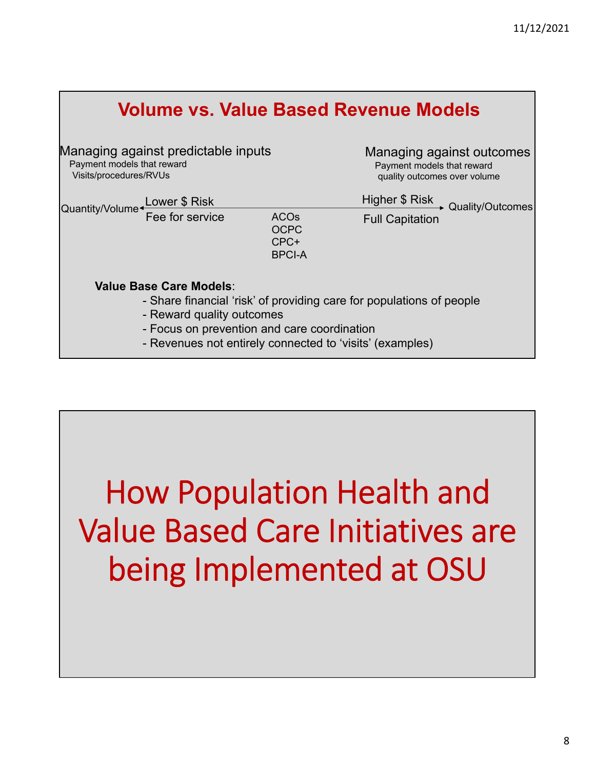## Volume vs. Value Based Revenue Models

**Managing against predictable inputs**
Payment models that reward Visits/procedures/RVUs

**Managing against outcomes**
Payment models that reward quality outcomes over volume

Quantity/Volume ← Lower $ Risk ——————————— Higher $ Risk → Quality/Outcomes

| Fee for service | ACOs<br>OCPC<br>CPC+<br>BPCI-A | Full Capitation |
|---|---|---|

**Value Base Care Models**:

- Share financial 'risk' of providing care for populations of people
- Reward quality outcomes
- Focus on prevention and care coordination
- Revenues not entirely connected to 'visits' (examples)

# How Population Health and Value Based Care Initiatives are being Implemented at OSU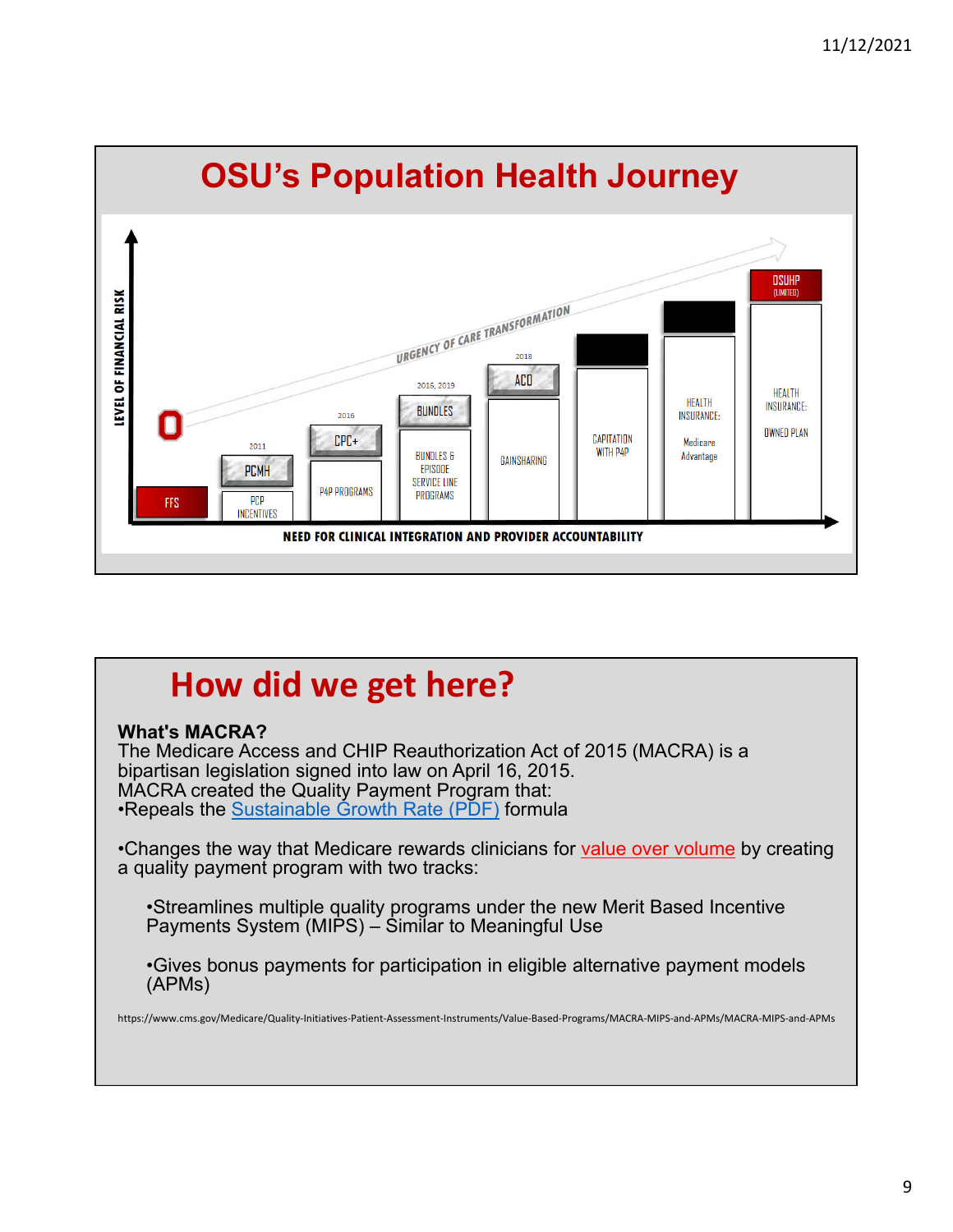# OSU's Population Health Journey

LEVEL OF FINANCIAL RISK

URGENCY OF CARE TRANSFORMATION

| FFS | 2011 PCMH | 2016 CPC+ | 2016, 2019 BUNDLES | 2018 ACO | | | OSUHP (LIMITED) |
|---|---|---|---|---|---|---|---|
| | PCP INCENTIVES | P4P PROGRAMS | BUNDLES & EPISODE SERVICE LINE PROGRAMS | GAINSHARING | CAPITATION WITH P4P | HEALTH INSURANCE: Medicare Advantage | HEALTH INSURANCE: OWNED PLAN |

NEED FOR CLINICAL INTEGRATION AND PROVIDER ACCOUNTABILITY

# How did we get here?

**What's MACRA?**

The Medicare Access and CHIP Reauthorization Act of 2015 (MACRA) is a bipartisan legislation signed into law on April 16, 2015.

MACRA created the Quality Payment Program that:

- Repeals the Sustainable Growth Rate (PDF) formula

- Changes the way that Medicare rewards clinicians for value over volume by creating a quality payment program with two tracks:

  - Streamlines multiple quality programs under the new Merit Based Incentive Payments System (MIPS) – Similar to Meaningful Use

  - Gives bonus payments for participation in eligible alternative payment models (APMs)

https://www.cms.gov/Medicare/Quality-Initiatives-Patient-Assessment-Instruments/Value-Based-Programs/MACRA-MIPS-and-APMs/MACRA-MIPS-and-APMs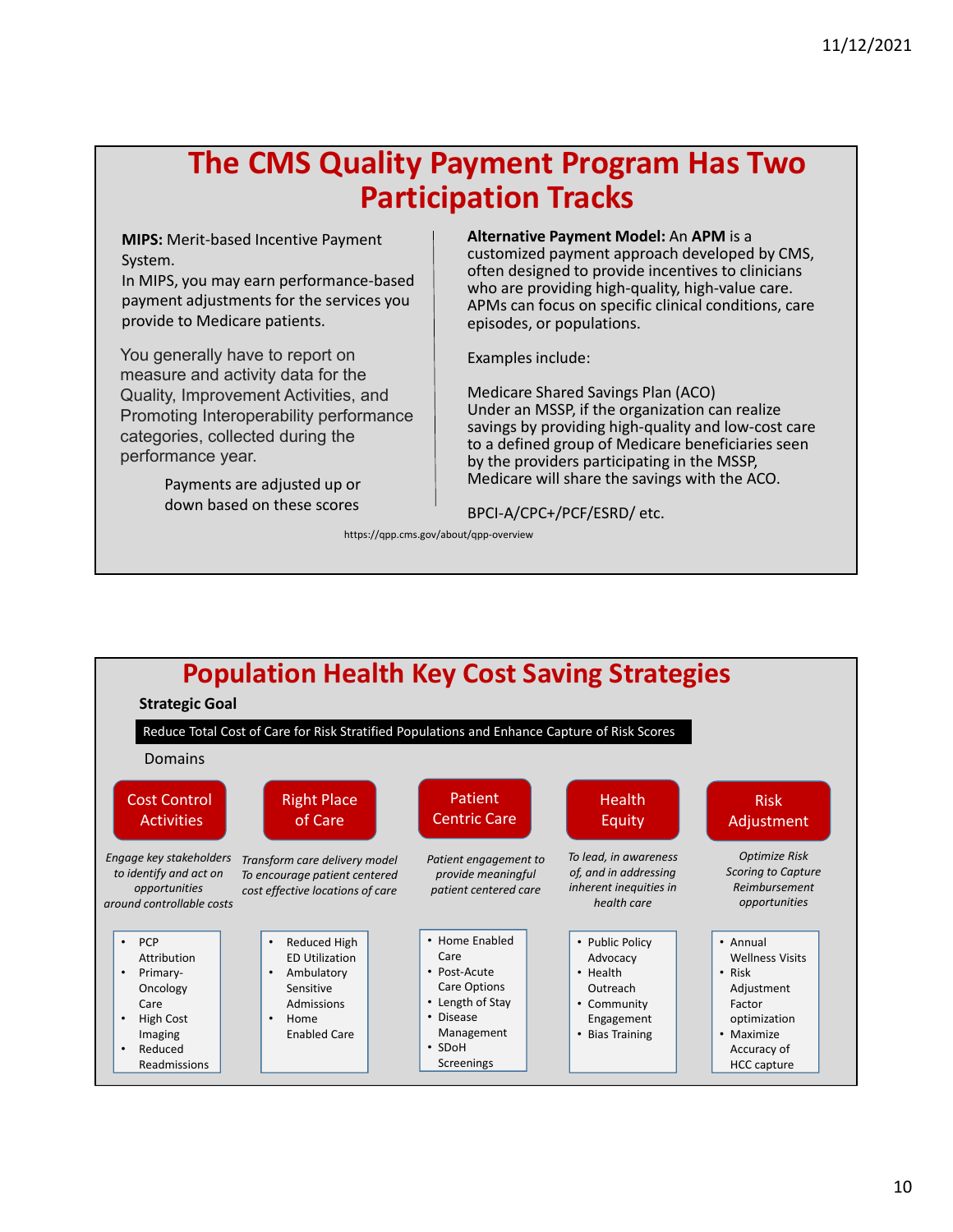# The CMS Quality Payment Program Has Two Participation Tracks

**MIPS:** Merit-based Incentive Payment System.
In MIPS, you may earn performance-based payment adjustments for the services you provide to Medicare patients.

You generally have to report on measure and activity data for the Quality, Improvement Activities, and Promoting Interoperability performance categories, collected during the performance year.

Payments are adjusted up or down based on these scores

**Alternative Payment Model:** An **APM** is a customized payment approach developed by CMS, often designed to provide incentives to clinicians who are providing high-quality, high-value care. APMs can focus on specific clinical conditions, care episodes, or populations.

Examples include:

Medicare Shared Savings Plan (ACO)
Under an MSSP, if the organization can realize savings by providing high-quality and low-cost care to a defined group of Medicare beneficiaries seen by the providers participating in the MSSP, Medicare will share the savings with the ACO.

BPCI-A/CPC+/PCF/ESRD/ etc.

https://qpp.cms.gov/about/qpp-overview

# Population Health Key Cost Saving Strategies

**Strategic Goal**

Reduce Total Cost of Care for Risk Stratified Populations and Enhance Capture of Risk Scores

Domains

| Cost Control Activities | Right Place of Care | Patient Centric Care | Health Equity | Risk Adjustment |
|---|---|---|---|---|
| *Engage key stakeholders to identify and act on opportunities around controllable costs* | *Transform care delivery model To encourage patient centered cost effective locations of care* | *Patient engagement to provide meaningful patient centered care* | *To lead, in awareness of, and in addressing inherent inequities in health care* | *Optimize Risk Scoring to Capture Reimbursement opportunities* |
| • PCP Attribution<br>• Primary-Oncology Care<br>• High Cost Imaging<br>• Reduced Readmissions | • Reduced High ED Utilization<br>• Ambulatory Sensitive Admissions<br>• Home Enabled Care | • Home Enabled Care<br>• Post-Acute Care Options<br>• Length of Stay<br>• Disease Management<br>• SDoH Screenings | • Public Policy Advocacy<br>• Health Outreach<br>• Community Engagement<br>• Bias Training | • Annual Wellness Visits<br>• Risk Adjustment Factor optimization<br>• Maximize Accuracy of HCC capture |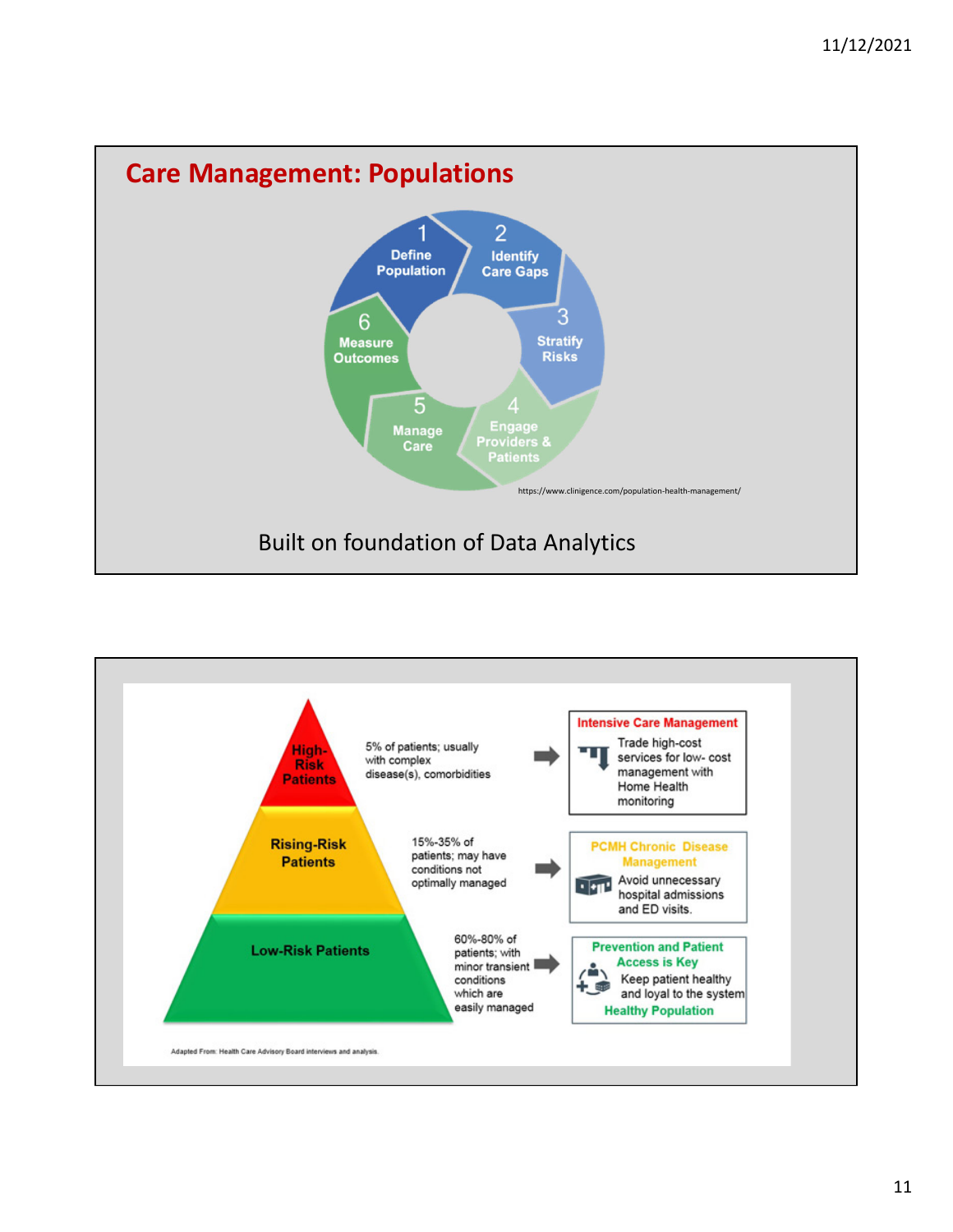## Care Management: Populations

1. Define Population
2. Identify Care Gaps
3. Stratify Risks
4. Engage Providers & Patients
5. Manage Care
6. Measure Outcomes

https://www.clinigence.com/population-health-management/

Built on foundation of Data Analytics

---

**High-Risk Patients** — 5% of patients; usually with complex disease(s), comorbidities → **Intensive Care Management**: Trade high-cost services for low- cost management with Home Health monitoring

**Rising-Risk Patients** — 15%-35% of patients; may have conditions not optimally managed → **PCMH Chronic Disease Management**: Avoid unnecessary hospital admissions and ED visits.

**Low-Risk Patients** — 60%-80% of patients; with minor transient conditions which are easily managed → **Prevention and Patient Access is Key**: Keep patient healthy and loyal to the system. **Healthy Population**

Adapted From: Health Care Advisory Board interviews and analysis.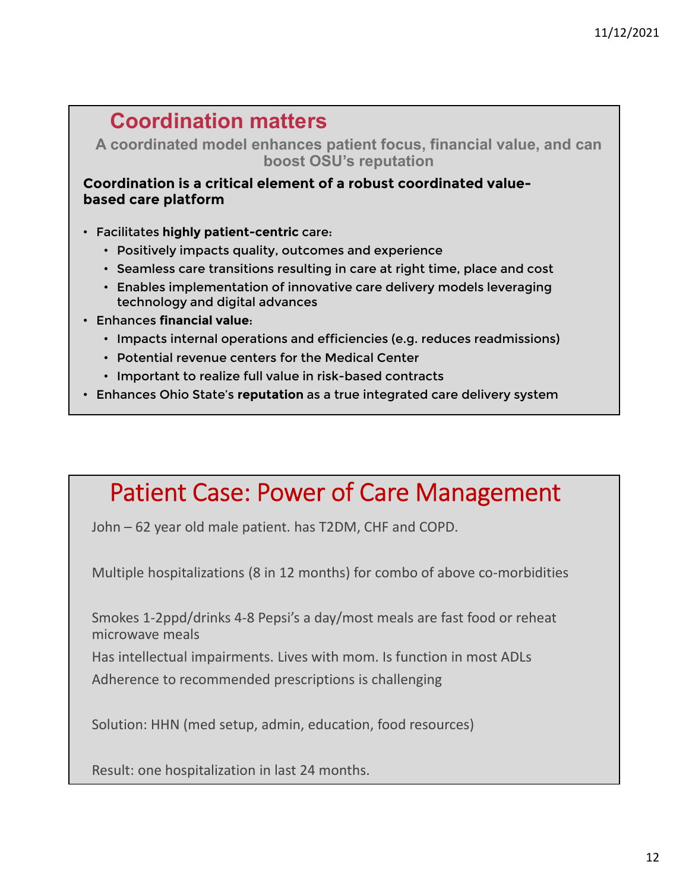## Coordination matters

**A coordinated model enhances patient focus, financial value, and can boost OSU's reputation**

**Coordination is a critical element of a robust coordinated value-based care platform**

- Facilitates **highly patient-centric** care:
  - Positively impacts quality, outcomes and experience
  - Seamless care transitions resulting in care at right time, place and cost
  - Enables implementation of innovative care delivery models leveraging technology and digital advances
- Enhances **financial value**:
  - Impacts internal operations and efficiencies (e.g. reduces readmissions)
  - Potential revenue centers for the Medical Center
  - Important to realize full value in risk-based contracts
- Enhances Ohio State's **reputation** as a true integrated care delivery system

## Patient Case: Power of Care Management

John – 62 year old male patient. has T2DM, CHF and COPD.

Multiple hospitalizations (8 in 12 months) for combo of above co-morbidities

Smokes 1-2ppd/drinks 4-8 Pepsi's a day/most meals are fast food or reheat microwave meals

Has intellectual impairments. Lives with mom. Is function in most ADLs

Adherence to recommended prescriptions is challenging

Solution: HHN (med setup, admin, education, food resources)

Result: one hospitalization in last 24 months.